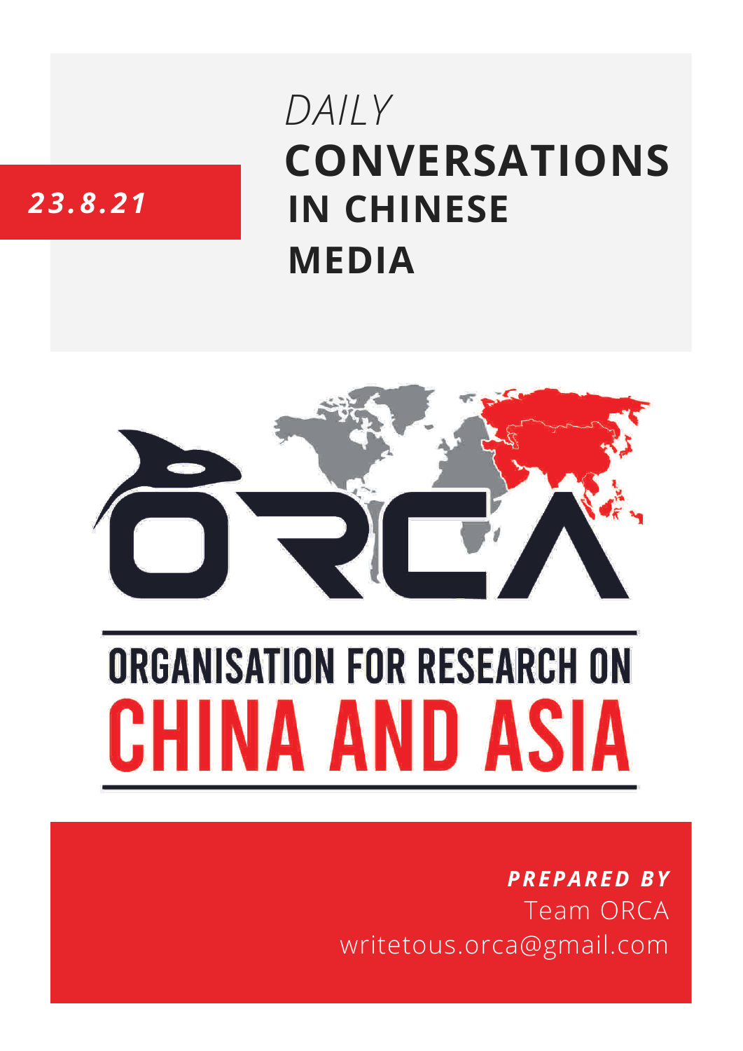*23.8.21*

*DAILY*

# CONVERSATIONS IN CHINESE MEDIA

ORCA

ORGANISATION FOR RESEARCH ON

CHINA AND ASIA

***PREPARED BY***

Team ORCA

writetous.orca@gmail.com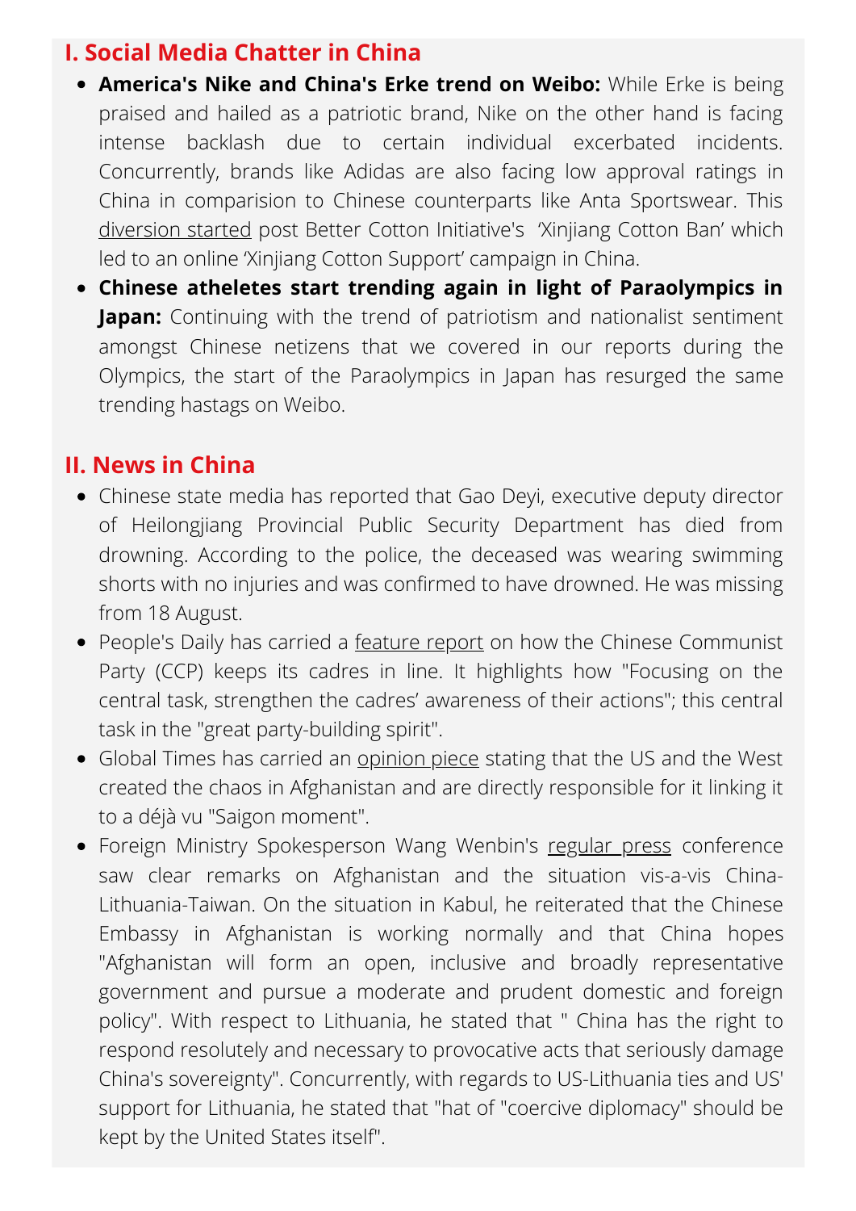## I. Social Media Chatter in China

- **America's Nike and China's Erke trend on Weibo:** While Erke is being praised and hailed as a patriotic brand, Nike on the other hand is facing intense backlash due to certain individual excerbated incidents. Concurrently, brands like Adidas are also facing low approval ratings in China in comparision to Chinese counterparts like Anta Sportswear. This diversion started post Better Cotton Initiative's 'Xinjiang Cotton Ban' which led to an online 'Xinjiang Cotton Support' campaign in China.
- **Chinese atheletes start trending again in light of Paraolympics in Japan:** Continuing with the trend of patriotism and nationalist sentiment amongst Chinese netizens that we covered in our reports during the Olympics, the start of the Paraolympics in Japan has resurged the same trending hastags on Weibo.

## II. News in China

- Chinese state media has reported that Gao Deyi, executive deputy director of Heilongjiang Provincial Public Security Department has died from drowning. According to the police, the deceased was wearing swimming shorts with no injuries and was confirmed to have drowned. He was missing from 18 August.
- People's Daily has carried a feature report on how the Chinese Communist Party (CCP) keeps its cadres in line. It highlights how "Focusing on the central task, strengthen the cadres' awareness of their actions"; this central task in the "great party-building spirit".
- Global Times has carried an opinion piece stating that the US and the West created the chaos in Afghanistan and are directly responsible for it linking it to a déjà vu "Saigon moment".
- Foreign Ministry Spokesperson Wang Wenbin's regular press conference saw clear remarks on Afghanistan and the situation vis-a-vis China-Lithuania-Taiwan. On the situation in Kabul, he reiterated that the Chinese Embassy in Afghanistan is working normally and that China hopes "Afghanistan will form an open, inclusive and broadly representative government and pursue a moderate and prudent domestic and foreign policy". With respect to Lithuania, he stated that " China has the right to respond resolutely and necessary to provocative acts that seriously damage China's sovereignty". Concurrently, with regards to US-Lithuania ties and US' support for Lithuania, he stated that "hat of "coercive diplomacy" should be kept by the United States itself".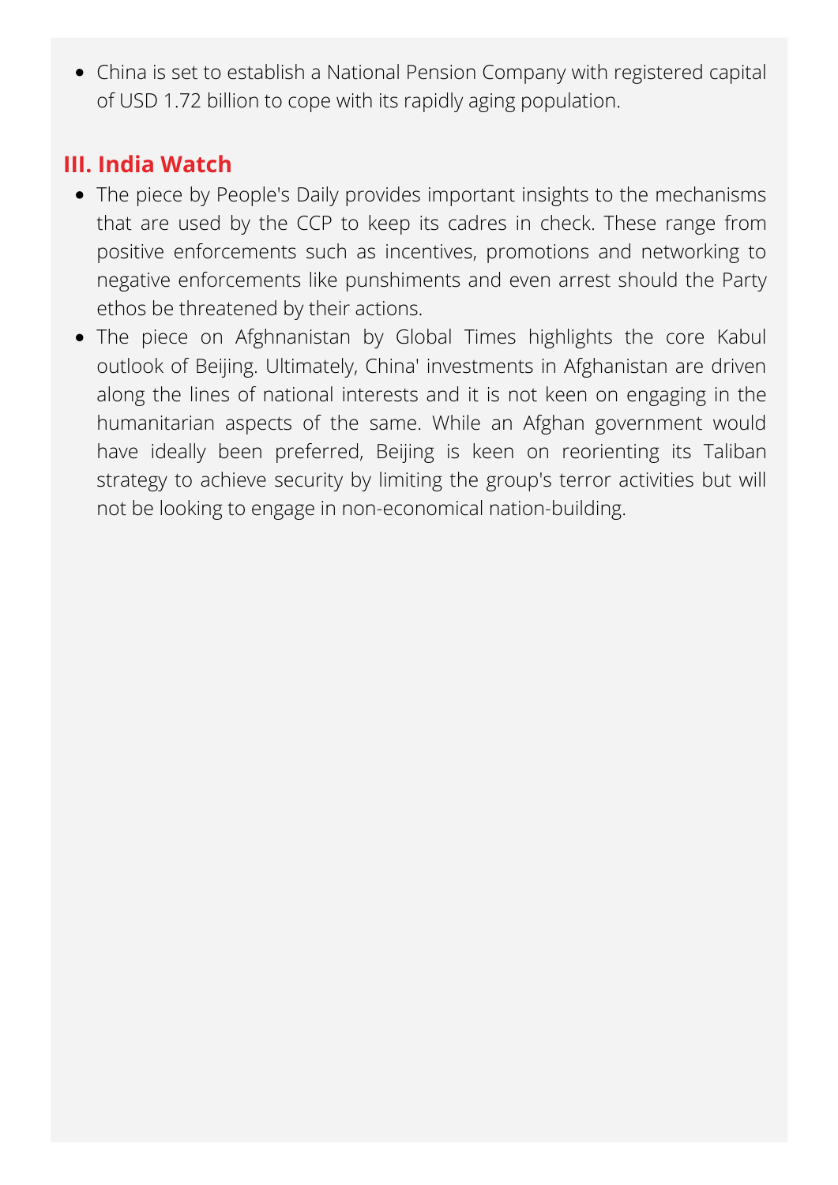- China is set to establish a National Pension Company with registered capital of USD 1.72 billion to cope with its rapidly aging population.

## III. India Watch

- The piece by People's Daily provides important insights to the mechanisms that are used by the CCP to keep its cadres in check. These range from positive enforcements such as incentives, promotions and networking to negative enforcements like punshiments and even arrest should the Party ethos be threatened by their actions.
- The piece on Afghnanistan by Global Times highlights the core Kabul outlook of Beijing. Ultimately, China' investments in Afghanistan are driven along the lines of national interests and it is not keen on engaging in the humanitarian aspects of the same. While an Afghan government would have ideally been preferred, Beijing is keen on reorienting its Taliban strategy to achieve security by limiting the group's terror activities but will not be looking to engage in non-economical nation-building.